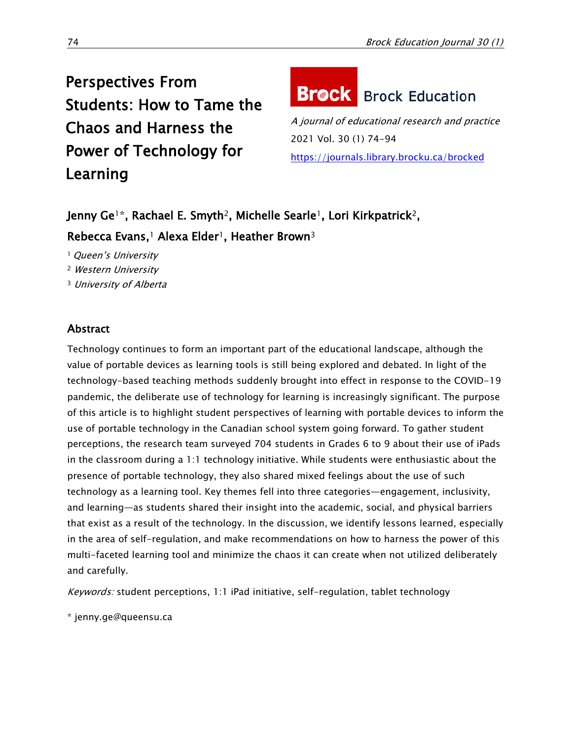# Perspectives From Students: How to Tame the Chaos and Harness the Power of Technology for Learning

Brock Education

*A journal of educational research and practice*

2021 Vol. 30 (1) 74-94

https://journals.library.brocku.ca/brocked

**Jenny Ge[1]*, Rachael E. Smyth[2], Michelle Searle[1], Lori Kirkpatrick[2], Rebecca Evans,[1] Alexa Elder[1], Heather Brown[3]**

[1] *Queen's University*

[2] *Western University*

[3] *University of Alberta*

## Abstract

Technology continues to form an important part of the educational landscape, although the value of portable devices as learning tools is still being explored and debated. In light of the technology-based teaching methods suddenly brought into effect in response to the COVID-19 pandemic, the deliberate use of technology for learning is increasingly significant. The purpose of this article is to highlight student perspectives of learning with portable devices to inform the use of portable technology in the Canadian school system going forward. To gather student perceptions, the research team surveyed 704 students in Grades 6 to 9 about their use of iPads in the classroom during a 1:1 technology initiative. While students were enthusiastic about the presence of portable technology, they also shared mixed feelings about the use of such technology as a learning tool. Key themes fell into three categories—engagement, inclusivity, and learning—as students shared their insight into the academic, social, and physical barriers that exist as a result of the technology. In the discussion, we identify lessons learned, especially in the area of self-regulation, and make recommendations on how to harness the power of this multi-faceted learning tool and minimize the chaos it can create when not utilized deliberately and carefully.

*Keywords:* student perceptions, 1:1 iPad initiative, self-regulation, tablet technology

* jenny.ge@queensu.ca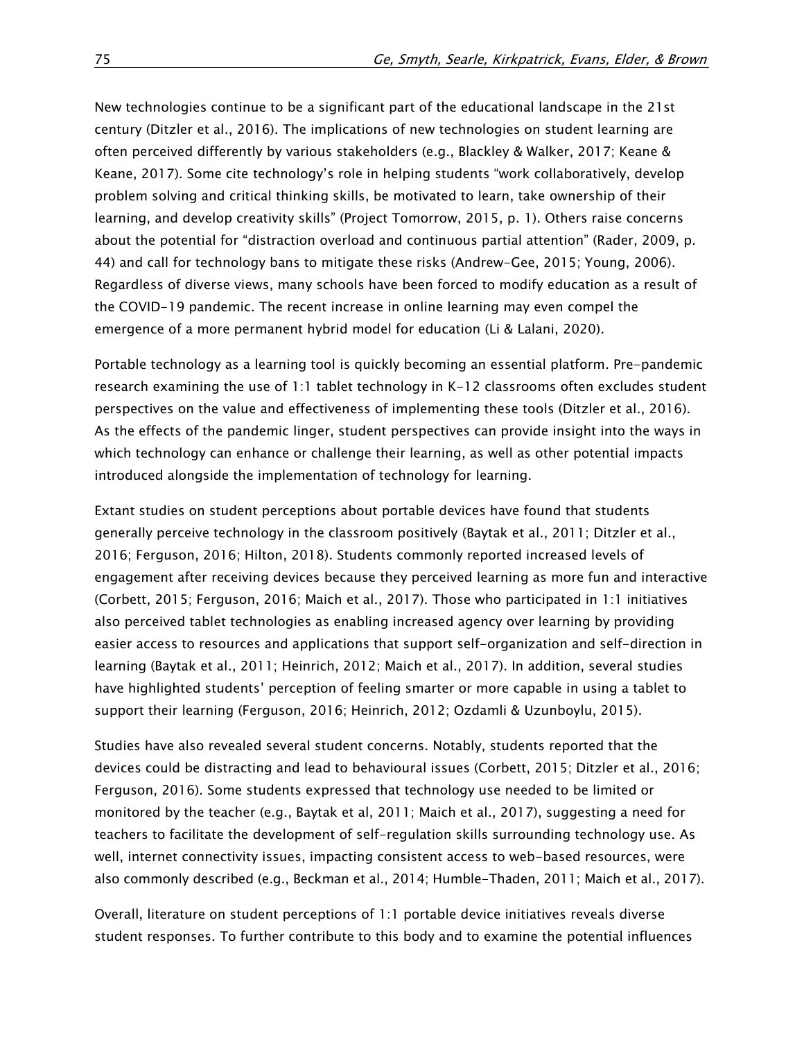New technologies continue to be a significant part of the educational landscape in the 21st century (Ditzler et al., 2016). The implications of new technologies on student learning are often perceived differently by various stakeholders (e.g., Blackley & Walker, 2017; Keane & Keane, 2017). Some cite technology's role in helping students "work collaboratively, develop problem solving and critical thinking skills, be motivated to learn, take ownership of their learning, and develop creativity skills" (Project Tomorrow, 2015, p. 1). Others raise concerns about the potential for "distraction overload and continuous partial attention" (Rader, 2009, p. 44) and call for technology bans to mitigate these risks (Andrew-Gee, 2015; Young, 2006). Regardless of diverse views, many schools have been forced to modify education as a result of the COVID-19 pandemic. The recent increase in online learning may even compel the emergence of a more permanent hybrid model for education (Li & Lalani, 2020).

Portable technology as a learning tool is quickly becoming an essential platform. Pre-pandemic research examining the use of 1:1 tablet technology in K-12 classrooms often excludes student perspectives on the value and effectiveness of implementing these tools (Ditzler et al., 2016). As the effects of the pandemic linger, student perspectives can provide insight into the ways in which technology can enhance or challenge their learning, as well as other potential impacts introduced alongside the implementation of technology for learning.

Extant studies on student perceptions about portable devices have found that students generally perceive technology in the classroom positively (Baytak et al., 2011; Ditzler et al., 2016; Ferguson, 2016; Hilton, 2018). Students commonly reported increased levels of engagement after receiving devices because they perceived learning as more fun and interactive (Corbett, 2015; Ferguson, 2016; Maich et al., 2017). Those who participated in 1:1 initiatives also perceived tablet technologies as enabling increased agency over learning by providing easier access to resources and applications that support self-organization and self-direction in learning (Baytak et al., 2011; Heinrich, 2012; Maich et al., 2017). In addition, several studies have highlighted students' perception of feeling smarter or more capable in using a tablet to support their learning (Ferguson, 2016; Heinrich, 2012; Ozdamli & Uzunboylu, 2015).

Studies have also revealed several student concerns. Notably, students reported that the devices could be distracting and lead to behavioural issues (Corbett, 2015; Ditzler et al., 2016; Ferguson, 2016). Some students expressed that technology use needed to be limited or monitored by the teacher (e.g., Baytak et al, 2011; Maich et al., 2017), suggesting a need for teachers to facilitate the development of self-regulation skills surrounding technology use. As well, internet connectivity issues, impacting consistent access to web-based resources, were also commonly described (e.g., Beckman et al., 2014; Humble-Thaden, 2011; Maich et al., 2017).

Overall, literature on student perceptions of 1:1 portable device initiatives reveals diverse student responses. To further contribute to this body and to examine the potential influences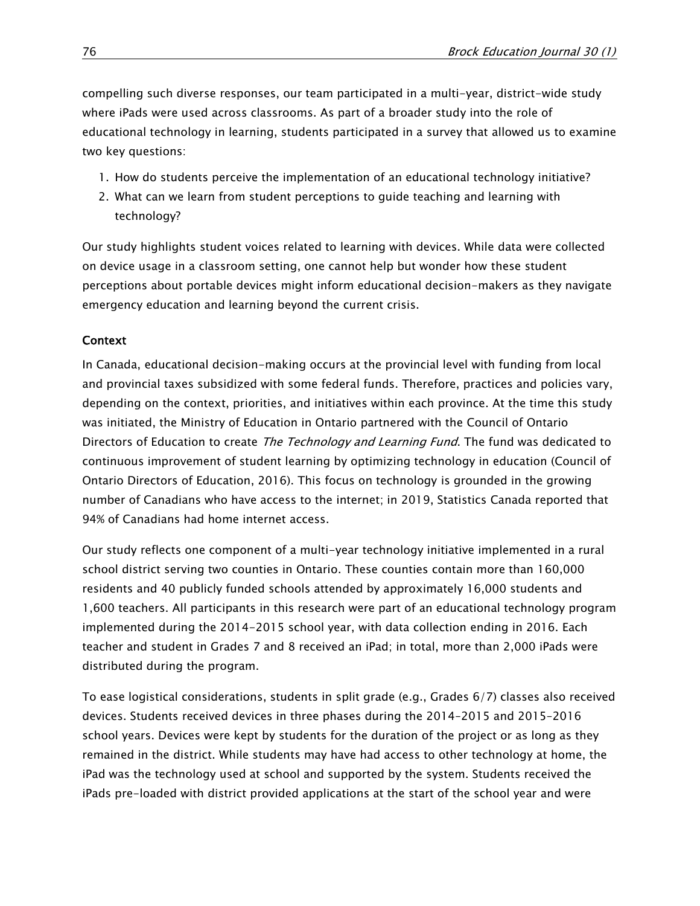compelling such diverse responses, our team participated in a multi-year, district-wide study where iPads were used across classrooms. As part of a broader study into the role of educational technology in learning, students participated in a survey that allowed us to examine two key questions:

1. How do students perceive the implementation of an educational technology initiative?
2. What can we learn from student perceptions to guide teaching and learning with technology?

Our study highlights student voices related to learning with devices. While data were collected on device usage in a classroom setting, one cannot help but wonder how these student perceptions about portable devices might inform educational decision-makers as they navigate emergency education and learning beyond the current crisis.

## Context

In Canada, educational decision-making occurs at the provincial level with funding from local and provincial taxes subsidized with some federal funds. Therefore, practices and policies vary, depending on the context, priorities, and initiatives within each province. At the time this study was initiated, the Ministry of Education in Ontario partnered with the Council of Ontario Directors of Education to create *The Technology and Learning Fund*. The fund was dedicated to continuous improvement of student learning by optimizing technology in education (Council of Ontario Directors of Education, 2016). This focus on technology is grounded in the growing number of Canadians who have access to the internet; in 2019, Statistics Canada reported that 94% of Canadians had home internet access.

Our study reflects one component of a multi-year technology initiative implemented in a rural school district serving two counties in Ontario. These counties contain more than 160,000 residents and 40 publicly funded schools attended by approximately 16,000 students and 1,600 teachers. All participants in this research were part of an educational technology program implemented during the 2014-2015 school year, with data collection ending in 2016. Each teacher and student in Grades 7 and 8 received an iPad; in total, more than 2,000 iPads were distributed during the program.

To ease logistical considerations, students in split grade (e.g., Grades 6/7) classes also received devices. Students received devices in three phases during the 2014–2015 and 2015–2016 school years. Devices were kept by students for the duration of the project or as long as they remained in the district. While students may have had access to other technology at home, the iPad was the technology used at school and supported by the system. Students received the iPads pre-loaded with district provided applications at the start of the school year and were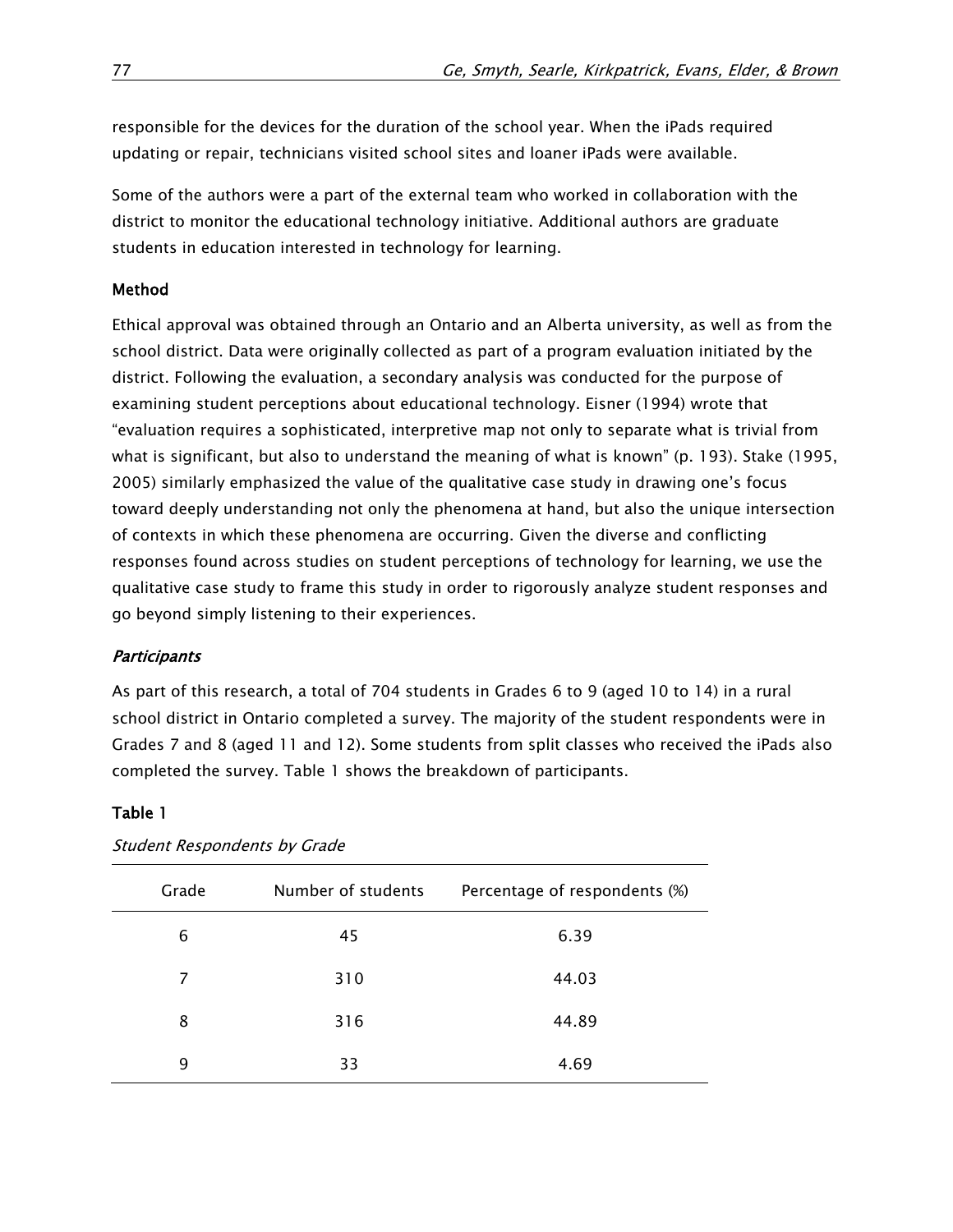responsible for the devices for the duration of the school year. When the iPads required updating or repair, technicians visited school sites and loaner iPads were available.

Some of the authors were a part of the external team who worked in collaboration with the district to monitor the educational technology initiative. Additional authors are graduate students in education interested in technology for learning.

## Method

Ethical approval was obtained through an Ontario and an Alberta university, as well as from the school district. Data were originally collected as part of a program evaluation initiated by the district. Following the evaluation, a secondary analysis was conducted for the purpose of examining student perceptions about educational technology. Eisner (1994) wrote that "evaluation requires a sophisticated, interpretive map not only to separate what is trivial from what is significant, but also to understand the meaning of what is known" (p. 193). Stake (1995, 2005) similarly emphasized the value of the qualitative case study in drawing one's focus toward deeply understanding not only the phenomena at hand, but also the unique intersection of contexts in which these phenomena are occurring. Given the diverse and conflicting responses found across studies on student perceptions of technology for learning, we use the qualitative case study to frame this study in order to rigorously analyze student responses and go beyond simply listening to their experiences.

### *Participants*

As part of this research, a total of 704 students in Grades 6 to 9 (aged 10 to 14) in a rural school district in Ontario completed a survey. The majority of the student respondents were in Grades 7 and 8 (aged 11 and 12). Some students from split classes who received the iPads also completed the survey. Table 1 shows the breakdown of participants.

**Table 1**

*Student Respondents by Grade*

| Grade | Number of students | Percentage of respondents (%) |
|---|---|---|
| 6 | 45 | 6.39 |
| 7 | 310 | 44.03 |
| 8 | 316 | 44.89 |
| 9 | 33 | 4.69 |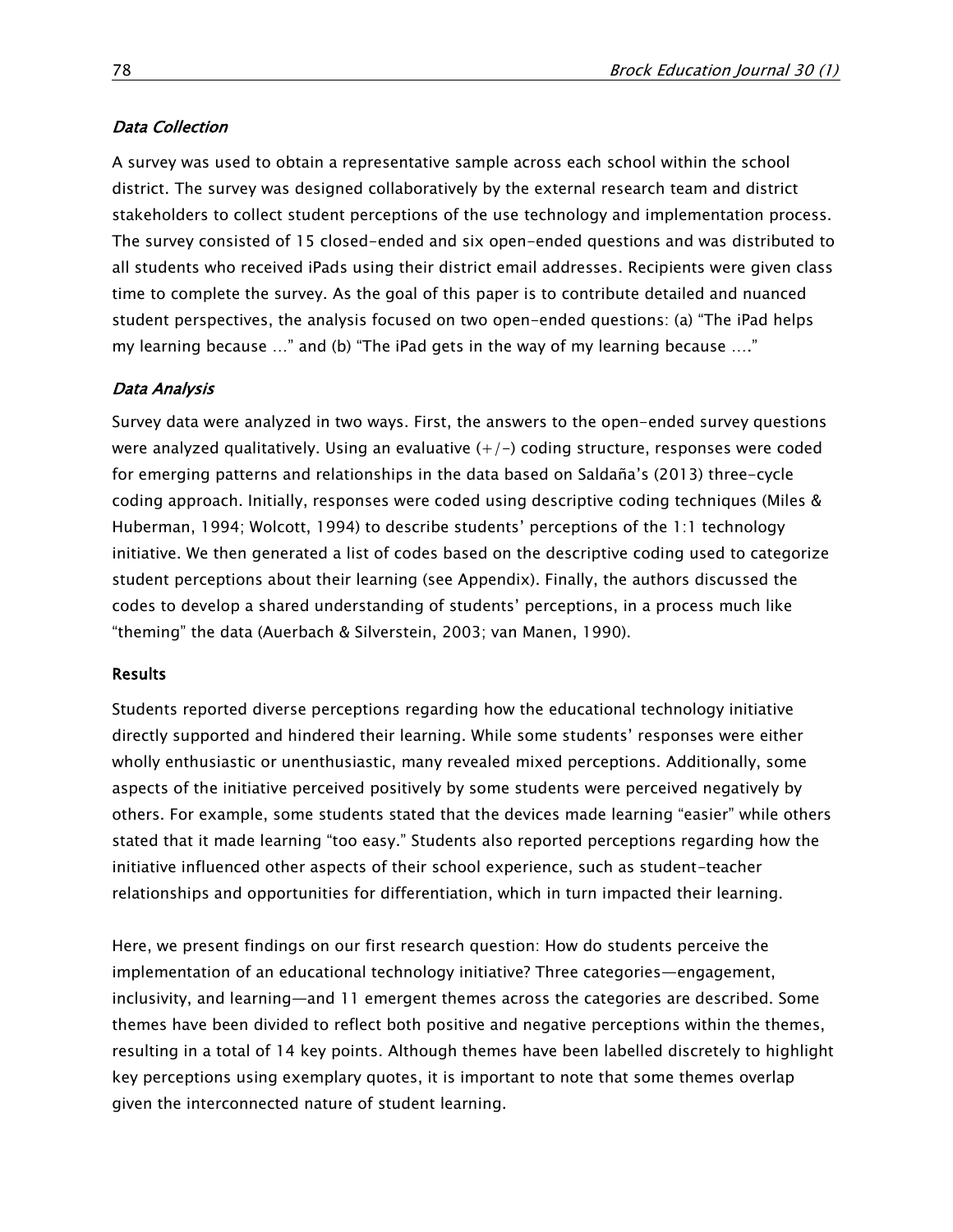### *Data Collection*

A survey was used to obtain a representative sample across each school within the school district. The survey was designed collaboratively by the external research team and district stakeholders to collect student perceptions of the use technology and implementation process. The survey consisted of 15 closed-ended and six open-ended questions and was distributed to all students who received iPads using their district email addresses. Recipients were given class time to complete the survey. As the goal of this paper is to contribute detailed and nuanced student perspectives, the analysis focused on two open-ended questions: (a) "The iPad helps my learning because …" and (b) "The iPad gets in the way of my learning because …."

### *Data Analysis*

Survey data were analyzed in two ways. First, the answers to the open-ended survey questions were analyzed qualitatively. Using an evaluative (+/-) coding structure, responses were coded for emerging patterns and relationships in the data based on Saldaña's (2013) three-cycle coding approach. Initially, responses were coded using descriptive coding techniques (Miles & Huberman, 1994; Wolcott, 1994) to describe students' perceptions of the 1:1 technology initiative. We then generated a list of codes based on the descriptive coding used to categorize student perceptions about their learning (see Appendix). Finally, the authors discussed the codes to develop a shared understanding of students' perceptions, in a process much like "theming" the data (Auerbach & Silverstein, 2003; van Manen, 1990).

## Results

Students reported diverse perceptions regarding how the educational technology initiative directly supported and hindered their learning. While some students' responses were either wholly enthusiastic or unenthusiastic, many revealed mixed perceptions. Additionally, some aspects of the initiative perceived positively by some students were perceived negatively by others. For example, some students stated that the devices made learning "easier" while others stated that it made learning "too easy." Students also reported perceptions regarding how the initiative influenced other aspects of their school experience, such as student-teacher relationships and opportunities for differentiation, which in turn impacted their learning.

Here, we present findings on our first research question: How do students perceive the implementation of an educational technology initiative? Three categories—engagement, inclusivity, and learning—and 11 emergent themes across the categories are described. Some themes have been divided to reflect both positive and negative perceptions within the themes, resulting in a total of 14 key points. Although themes have been labelled discretely to highlight key perceptions using exemplary quotes, it is important to note that some themes overlap given the interconnected nature of student learning.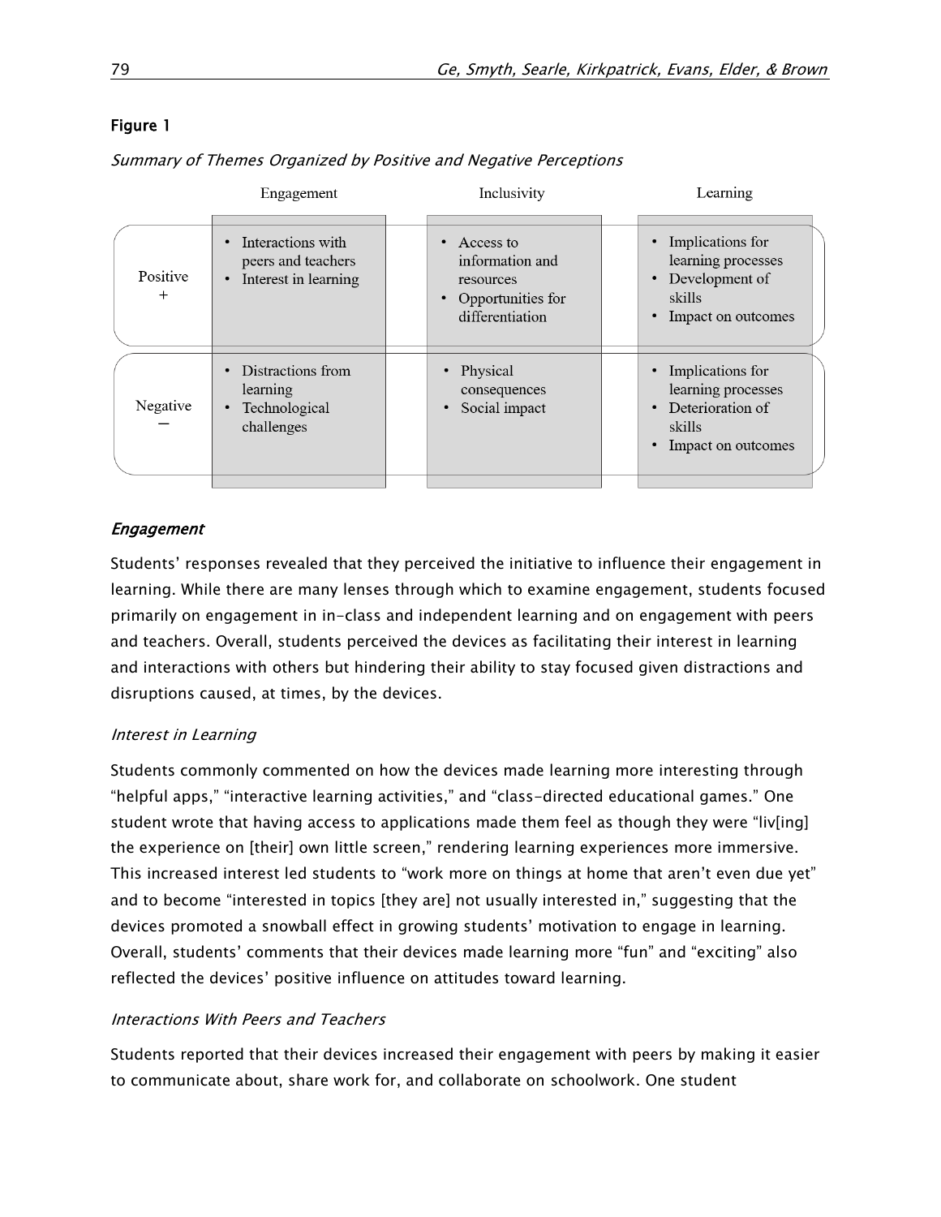**Figure 1**

*Summary of Themes Organized by Positive and Negative Perceptions*

| | Engagement | Inclusivity | Learning |
|---|---|---|---|
| Positive + | • Interactions with peers and teachers<br>• Interest in learning | • Access to information and resources<br>• Opportunities for differentiation | • Implications for learning processes<br>• Development of skills<br>• Impact on outcomes |
| Negative − | • Distractions from learning<br>• Technological challenges | • Physical consequences<br>• Social impact | • Implications for learning processes<br>• Deterioration of skills<br>• Impact on outcomes |

### *Engagement*

Students' responses revealed that they perceived the initiative to influence their engagement in learning. While there are many lenses through which to examine engagement, students focused primarily on engagement in in-class and independent learning and on engagement with peers and teachers. Overall, students perceived the devices as facilitating their interest in learning and interactions with others but hindering their ability to stay focused given distractions and disruptions caused, at times, by the devices.

#### *Interest in Learning*

Students commonly commented on how the devices made learning more interesting through "helpful apps," "interactive learning activities," and "class-directed educational games." One student wrote that having access to applications made them feel as though they were "liv[ing] the experience on [their] own little screen," rendering learning experiences more immersive. This increased interest led students to "work more on things at home that aren't even due yet" and to become "interested in topics [they are] not usually interested in," suggesting that the devices promoted a snowball effect in growing students' motivation to engage in learning. Overall, students' comments that their devices made learning more "fun" and "exciting" also reflected the devices' positive influence on attitudes toward learning.

#### *Interactions With Peers and Teachers*

Students reported that their devices increased their engagement with peers by making it easier to communicate about, share work for, and collaborate on schoolwork. One student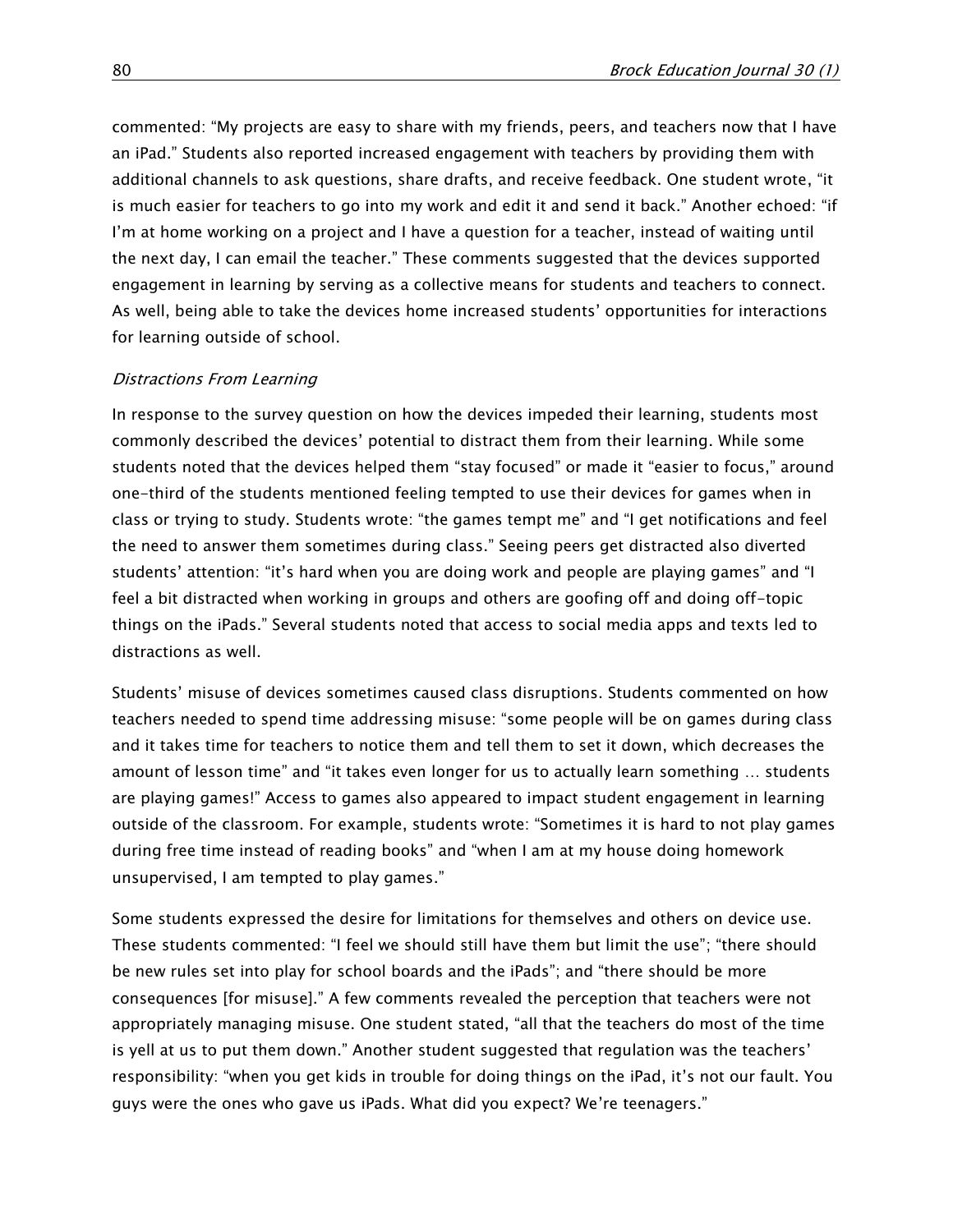commented: “My projects are easy to share with my friends, peers, and teachers now that I have an iPad.” Students also reported increased engagement with teachers by providing them with additional channels to ask questions, share drafts, and receive feedback. One student wrote, “it is much easier for teachers to go into my work and edit it and send it back.” Another echoed: “if I’m at home working on a project and I have a question for a teacher, instead of waiting until the next day, I can email the teacher.” These comments suggested that the devices supported engagement in learning by serving as a collective means for students and teachers to connect. As well, being able to take the devices home increased students’ opportunities for interactions for learning outside of school.

*Distractions From Learning*

In response to the survey question on how the devices impeded their learning, students most commonly described the devices’ potential to distract them from their learning. While some students noted that the devices helped them “stay focused” or made it “easier to focus,” around one-third of the students mentioned feeling tempted to use their devices for games when in class or trying to study. Students wrote: “the games tempt me” and “I get notifications and feel the need to answer them sometimes during class.” Seeing peers get distracted also diverted students’ attention: “it’s hard when you are doing work and people are playing games” and “I feel a bit distracted when working in groups and others are goofing off and doing off-topic things on the iPads.” Several students noted that access to social media apps and texts led to distractions as well.

Students’ misuse of devices sometimes caused class disruptions. Students commented on how teachers needed to spend time addressing misuse: “some people will be on games during class and it takes time for teachers to notice them and tell them to set it down, which decreases the amount of lesson time” and “it takes even longer for us to actually learn something … students are playing games!” Access to games also appeared to impact student engagement in learning outside of the classroom. For example, students wrote: “Sometimes it is hard to not play games during free time instead of reading books” and “when I am at my house doing homework unsupervised, I am tempted to play games.”

Some students expressed the desire for limitations for themselves and others on device use. These students commented: “I feel we should still have them but limit the use”; “there should be new rules set into play for school boards and the iPads”; and “there should be more consequences [for misuse].” A few comments revealed the perception that teachers were not appropriately managing misuse. One student stated, “all that the teachers do most of the time is yell at us to put them down.” Another student suggested that regulation was the teachers’ responsibility: “when you get kids in trouble for doing things on the iPad, it’s not our fault. You guys were the ones who gave us iPads. What did you expect? We’re teenagers.”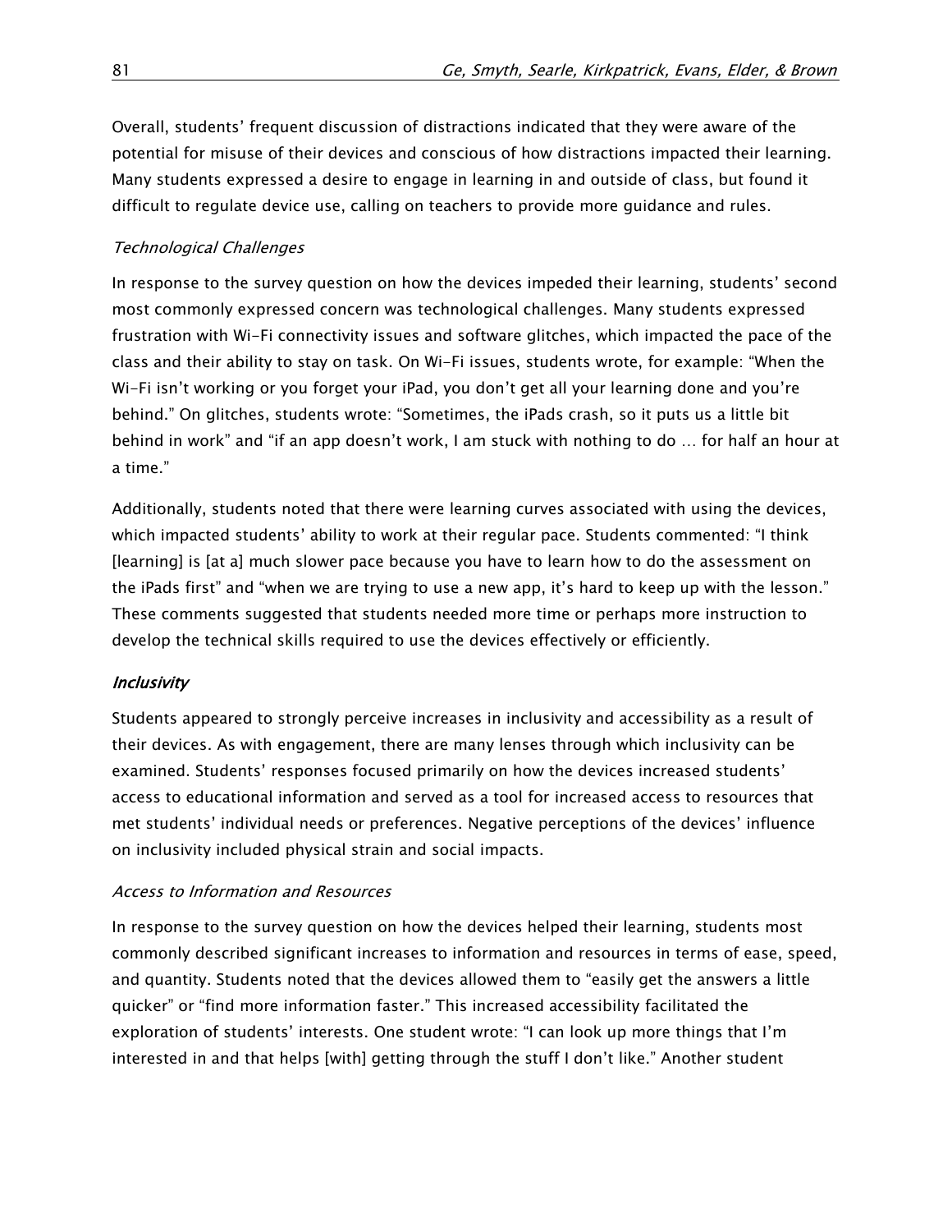Overall, students' frequent discussion of distractions indicated that they were aware of the potential for misuse of their devices and conscious of how distractions impacted their learning. Many students expressed a desire to engage in learning in and outside of class, but found it difficult to regulate device use, calling on teachers to provide more guidance and rules.

#### *Technological Challenges*

In response to the survey question on how the devices impeded their learning, students' second most commonly expressed concern was technological challenges. Many students expressed frustration with Wi-Fi connectivity issues and software glitches, which impacted the pace of the class and their ability to stay on task. On Wi-Fi issues, students wrote, for example: "When the Wi-Fi isn't working or you forget your iPad, you don't get all your learning done and you're behind." On glitches, students wrote: "Sometimes, the iPads crash, so it puts us a little bit behind in work" and "if an app doesn't work, I am stuck with nothing to do … for half an hour at a time."

Additionally, students noted that there were learning curves associated with using the devices, which impacted students' ability to work at their regular pace. Students commented: "I think [learning] is [at a] much slower pace because you have to learn how to do the assessment on the iPads first" and "when we are trying to use a new app, it's hard to keep up with the lesson." These comments suggested that students needed more time or perhaps more instruction to develop the technical skills required to use the devices effectively or efficiently.

### *Inclusivity*

Students appeared to strongly perceive increases in inclusivity and accessibility as a result of their devices. As with engagement, there are many lenses through which inclusivity can be examined. Students' responses focused primarily on how the devices increased students' access to educational information and served as a tool for increased access to resources that met students' individual needs or preferences. Negative perceptions of the devices' influence on inclusivity included physical strain and social impacts.

#### *Access to Information and Resources*

In response to the survey question on how the devices helped their learning, students most commonly described significant increases to information and resources in terms of ease, speed, and quantity. Students noted that the devices allowed them to "easily get the answers a little quicker" or "find more information faster." This increased accessibility facilitated the exploration of students' interests. One student wrote: "I can look up more things that I'm interested in and that helps [with] getting through the stuff I don't like." Another student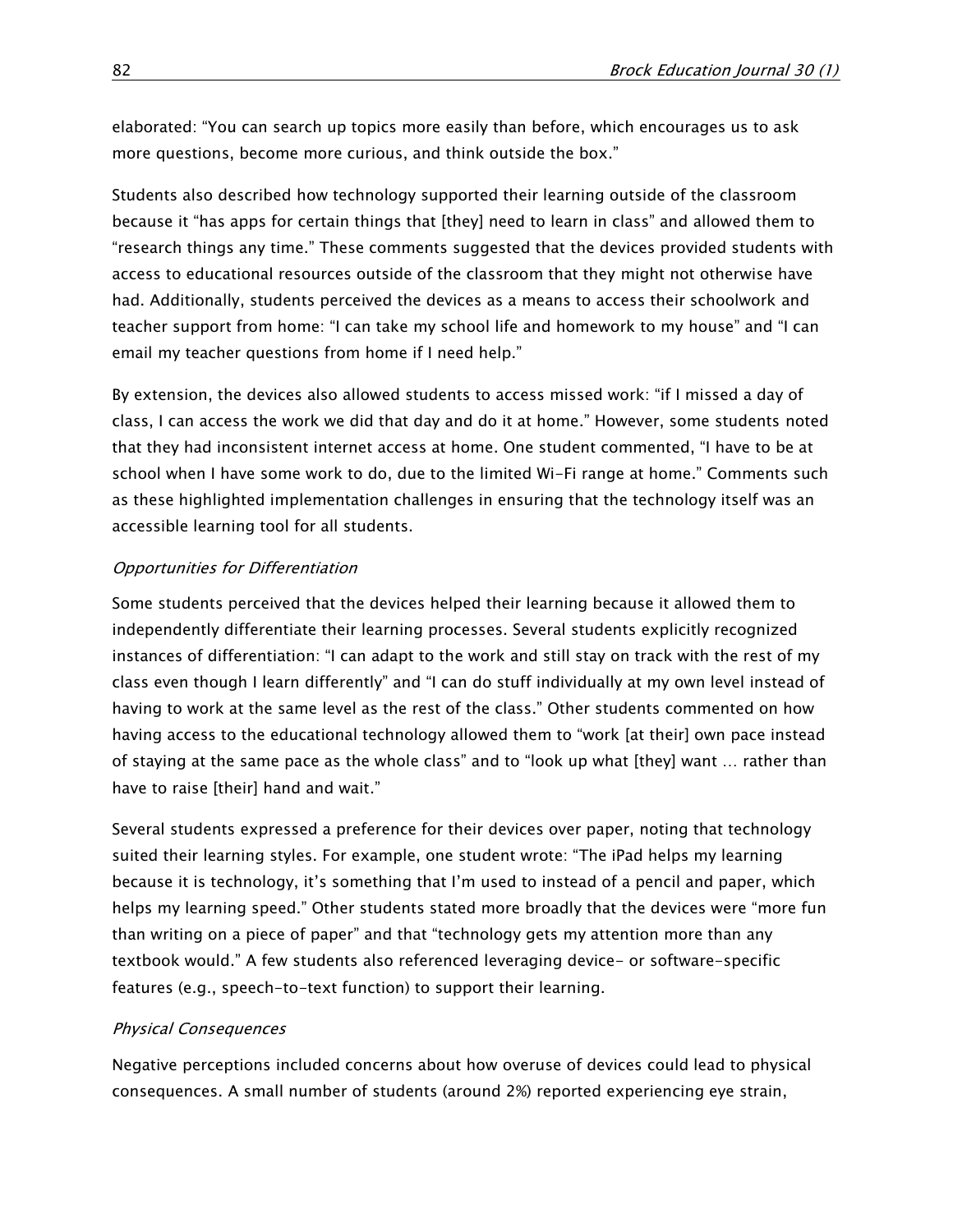elaborated: "You can search up topics more easily than before, which encourages us to ask more questions, become more curious, and think outside the box."

Students also described how technology supported their learning outside of the classroom because it "has apps for certain things that [they] need to learn in class" and allowed them to "research things any time." These comments suggested that the devices provided students with access to educational resources outside of the classroom that they might not otherwise have had. Additionally, students perceived the devices as a means to access their schoolwork and teacher support from home: "I can take my school life and homework to my house" and "I can email my teacher questions from home if I need help."

By extension, the devices also allowed students to access missed work: "if I missed a day of class, I can access the work we did that day and do it at home." However, some students noted that they had inconsistent internet access at home. One student commented, "I have to be at school when I have some work to do, due to the limited Wi-Fi range at home." Comments such as these highlighted implementation challenges in ensuring that the technology itself was an accessible learning tool for all students.

*Opportunities for Differentiation*

Some students perceived that the devices helped their learning because it allowed them to independently differentiate their learning processes. Several students explicitly recognized instances of differentiation: "I can adapt to the work and still stay on track with the rest of my class even though I learn differently" and "I can do stuff individually at my own level instead of having to work at the same level as the rest of the class." Other students commented on how having access to the educational technology allowed them to "work [at their] own pace instead of staying at the same pace as the whole class" and to "look up what [they] want … rather than have to raise [their] hand and wait."

Several students expressed a preference for their devices over paper, noting that technology suited their learning styles. For example, one student wrote: "The iPad helps my learning because it is technology, it's something that I'm used to instead of a pencil and paper, which helps my learning speed." Other students stated more broadly that the devices were "more fun than writing on a piece of paper" and that "technology gets my attention more than any textbook would." A few students also referenced leveraging device- or software-specific features (e.g., speech-to-text function) to support their learning.

*Physical Consequences*

Negative perceptions included concerns about how overuse of devices could lead to physical consequences. A small number of students (around 2%) reported experiencing eye strain,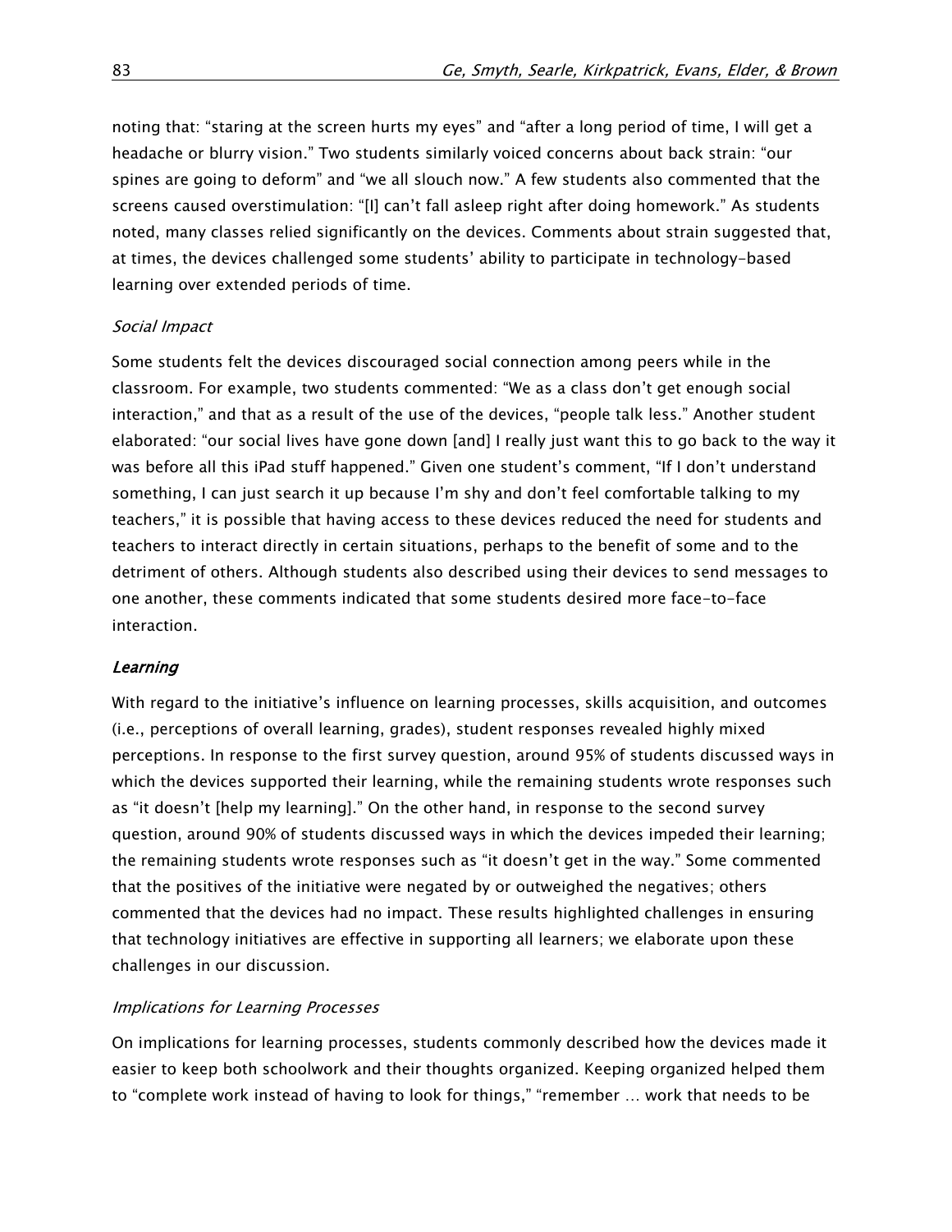noting that: “staring at the screen hurts my eyes” and “after a long period of time, I will get a headache or blurry vision.” Two students similarly voiced concerns about back strain: “our spines are going to deform” and “we all slouch now.” A few students also commented that the screens caused overstimulation: “[I] can’t fall asleep right after doing homework.” As students noted, many classes relied significantly on the devices. Comments about strain suggested that, at times, the devices challenged some students’ ability to participate in technology-based learning over extended periods of time.

#### *Social Impact*

Some students felt the devices discouraged social connection among peers while in the classroom. For example, two students commented: “We as a class don’t get enough social interaction,” and that as a result of the use of the devices, “people talk less.” Another student elaborated: “our social lives have gone down [and] I really just want this to go back to the way it was before all this iPad stuff happened.” Given one student’s comment, “If I don’t understand something, I can just search it up because I’m shy and don’t feel comfortable talking to my teachers,” it is possible that having access to these devices reduced the need for students and teachers to interact directly in certain situations, perhaps to the benefit of some and to the detriment of others. Although students also described using their devices to send messages to one another, these comments indicated that some students desired more face-to-face interaction.

### *Learning*

With regard to the initiative’s influence on learning processes, skills acquisition, and outcomes (i.e., perceptions of overall learning, grades), student responses revealed highly mixed perceptions. In response to the first survey question, around 95% of students discussed ways in which the devices supported their learning, while the remaining students wrote responses such as “it doesn’t [help my learning].” On the other hand, in response to the second survey question, around 90% of students discussed ways in which the devices impeded their learning; the remaining students wrote responses such as “it doesn’t get in the way.” Some commented that the positives of the initiative were negated by or outweighed the negatives; others commented that the devices had no impact. These results highlighted challenges in ensuring that technology initiatives are effective in supporting all learners; we elaborate upon these challenges in our discussion.

#### *Implications for Learning Processes*

On implications for learning processes, students commonly described how the devices made it easier to keep both schoolwork and their thoughts organized. Keeping organized helped them to “complete work instead of having to look for things,” “remember … work that needs to be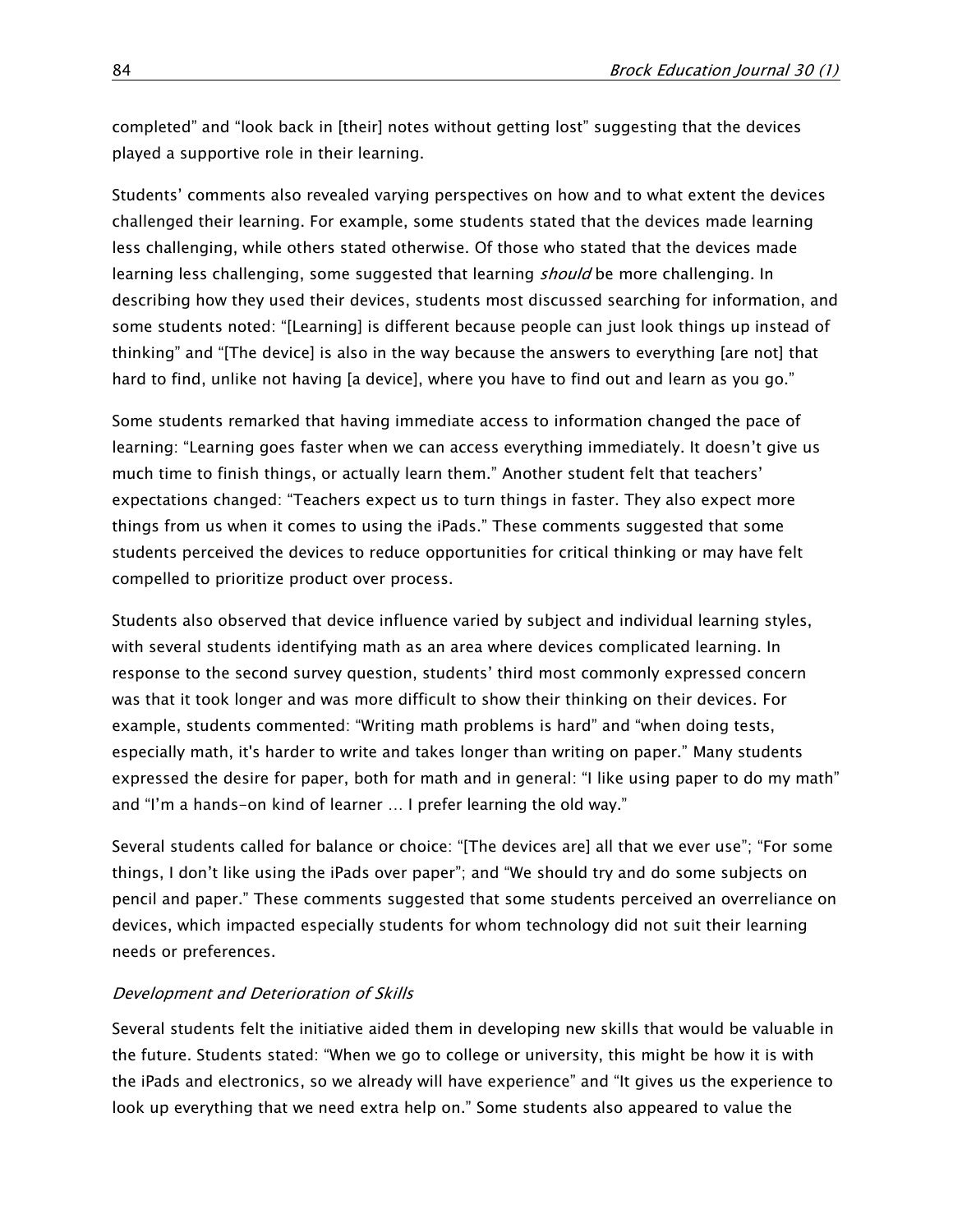completed" and "look back in [their] notes without getting lost" suggesting that the devices played a supportive role in their learning.

Students' comments also revealed varying perspectives on how and to what extent the devices challenged their learning. For example, some students stated that the devices made learning less challenging, while others stated otherwise. Of those who stated that the devices made learning less challenging, some suggested that learning *should* be more challenging. In describing how they used their devices, students most discussed searching for information, and some students noted: "[Learning] is different because people can just look things up instead of thinking" and "[The device] is also in the way because the answers to everything [are not] that hard to find, unlike not having [a device], where you have to find out and learn as you go."

Some students remarked that having immediate access to information changed the pace of learning: "Learning goes faster when we can access everything immediately. It doesn't give us much time to finish things, or actually learn them." Another student felt that teachers' expectations changed: "Teachers expect us to turn things in faster. They also expect more things from us when it comes to using the iPads." These comments suggested that some students perceived the devices to reduce opportunities for critical thinking or may have felt compelled to prioritize product over process.

Students also observed that device influence varied by subject and individual learning styles, with several students identifying math as an area where devices complicated learning. In response to the second survey question, students' third most commonly expressed concern was that it took longer and was more difficult to show their thinking on their devices. For example, students commented: "Writing math problems is hard" and "when doing tests, especially math, it's harder to write and takes longer than writing on paper." Many students expressed the desire for paper, both for math and in general: "I like using paper to do my math" and "I'm a hands-on kind of learner … I prefer learning the old way."

Several students called for balance or choice: "[The devices are] all that we ever use"; "For some things, I don't like using the iPads over paper"; and "We should try and do some subjects on pencil and paper." These comments suggested that some students perceived an overreliance on devices, which impacted especially students for whom technology did not suit their learning needs or preferences.

#### *Development and Deterioration of Skills*

Several students felt the initiative aided them in developing new skills that would be valuable in the future. Students stated: "When we go to college or university, this might be how it is with the iPads and electronics, so we already will have experience" and "It gives us the experience to look up everything that we need extra help on." Some students also appeared to value the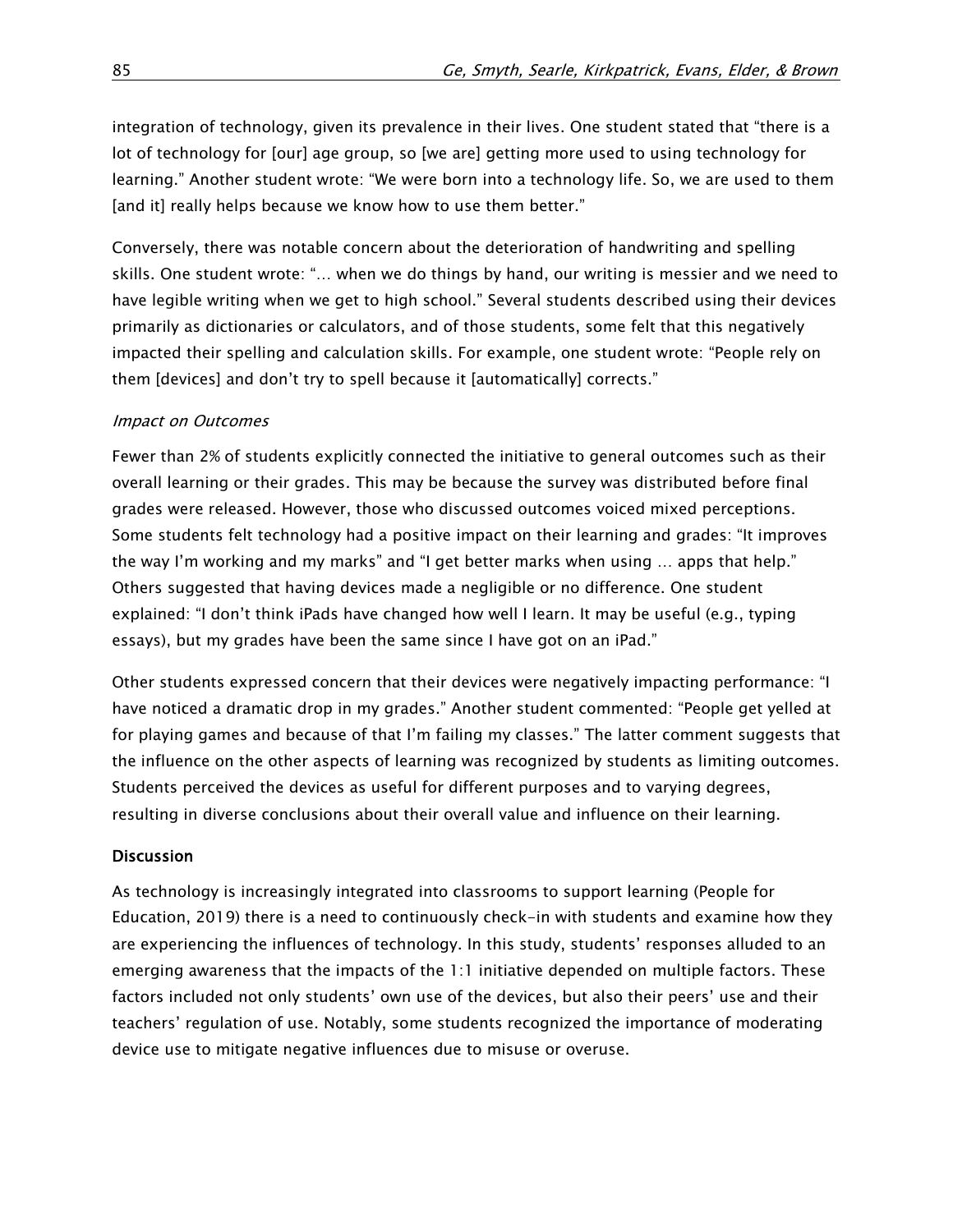integration of technology, given its prevalence in their lives. One student stated that "there is a lot of technology for [our] age group, so [we are] getting more used to using technology for learning." Another student wrote: "We were born into a technology life. So, we are used to them [and it] really helps because we know how to use them better."

Conversely, there was notable concern about the deterioration of handwriting and spelling skills. One student wrote: "… when we do things by hand, our writing is messier and we need to have legible writing when we get to high school." Several students described using their devices primarily as dictionaries or calculators, and of those students, some felt that this negatively impacted their spelling and calculation skills. For example, one student wrote: "People rely on them [devices] and don't try to spell because it [automatically] corrects."

### *Impact on Outcomes*

Fewer than 2% of students explicitly connected the initiative to general outcomes such as their overall learning or their grades. This may be because the survey was distributed before final grades were released. However, those who discussed outcomes voiced mixed perceptions. Some students felt technology had a positive impact on their learning and grades: "It improves the way I'm working and my marks" and "I get better marks when using … apps that help." Others suggested that having devices made a negligible or no difference. One student explained: "I don't think iPads have changed how well I learn. It may be useful (e.g., typing essays), but my grades have been the same since I have got on an iPad."

Other students expressed concern that their devices were negatively impacting performance: "I have noticed a dramatic drop in my grades." Another student commented: "People get yelled at for playing games and because of that I'm failing my classes." The latter comment suggests that the influence on the other aspects of learning was recognized by students as limiting outcomes. Students perceived the devices as useful for different purposes and to varying degrees, resulting in diverse conclusions about their overall value and influence on their learning.

## Discussion

As technology is increasingly integrated into classrooms to support learning (People for Education, 2019) there is a need to continuously check-in with students and examine how they are experiencing the influences of technology. In this study, students' responses alluded to an emerging awareness that the impacts of the 1:1 initiative depended on multiple factors. These factors included not only students' own use of the devices, but also their peers' use and their teachers' regulation of use. Notably, some students recognized the importance of moderating device use to mitigate negative influences due to misuse or overuse.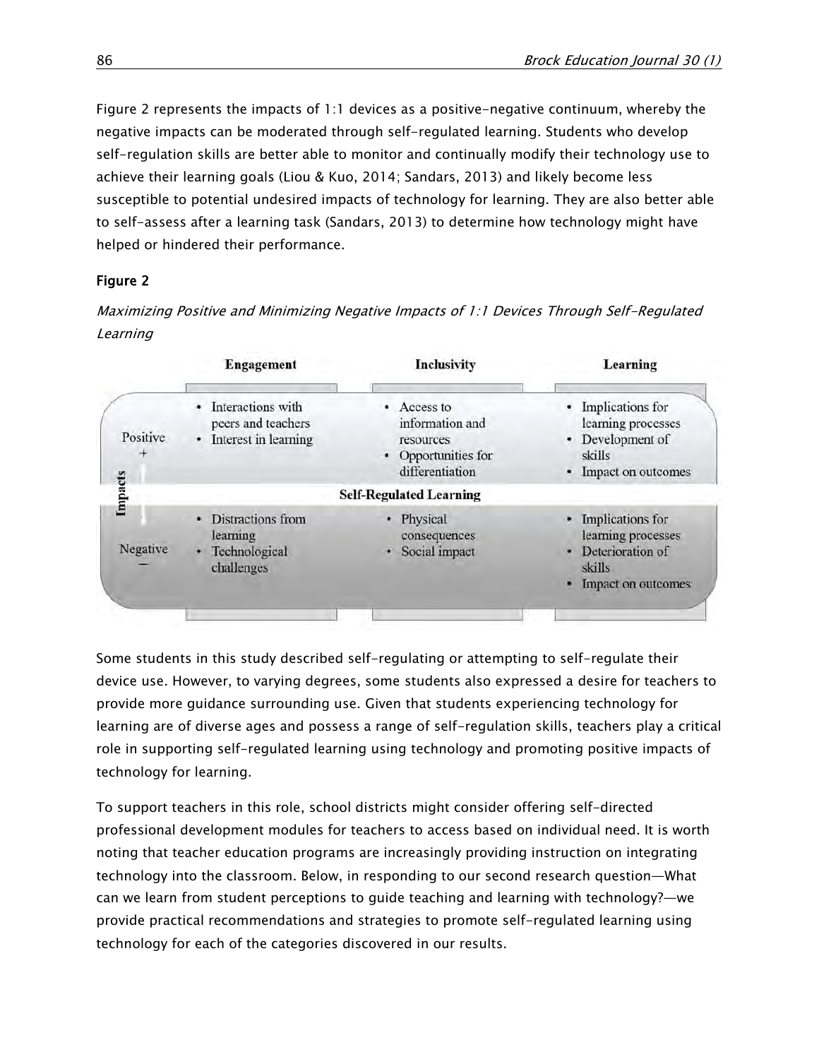Figure 2 represents the impacts of 1:1 devices as a positive-negative continuum, whereby the negative impacts can be moderated through self-regulated learning. Students who develop self-regulation skills are better able to monitor and continually modify their technology use to achieve their learning goals (Liou & Kuo, 2014; Sandars, 2013) and likely become less susceptible to potential undesired impacts of technology for learning. They are also better able to self-assess after a learning task (Sandars, 2013) to determine how technology might have helped or hindered their performance.

**Figure 2**

*Maximizing Positive and Minimizing Negative Impacts of 1:1 Devices Through Self-Regulated Learning*

| Impacts | Engagement | Inclusivity | Learning |
|---|---|---|---|
| Positive + | • Interactions with peers and teachers<br>• Interest in learning | • Access to information and resources<br>• Opportunities for differentiation | • Implications for learning processes<br>• Development of skills<br>• Impact on outcomes |
| | | **Self-Regulated Learning** | |
| Negative − | • Distractions from learning<br>• Technological challenges | • Physical consequences<br>• Social impact | • Implications for learning processes<br>• Deterioration of skills<br>• Impact on outcomes |

Some students in this study described self-regulating or attempting to self-regulate their device use. However, to varying degrees, some students also expressed a desire for teachers to provide more guidance surrounding use. Given that students experiencing technology for learning are of diverse ages and possess a range of self-regulation skills, teachers play a critical role in supporting self-regulated learning using technology and promoting positive impacts of technology for learning.

To support teachers in this role, school districts might consider offering self-directed professional development modules for teachers to access based on individual need. It is worth noting that teacher education programs are increasingly providing instruction on integrating technology into the classroom. Below, in responding to our second research question—What can we learn from student perceptions to guide teaching and learning with technology?—we provide practical recommendations and strategies to promote self-regulated learning using technology for each of the categories discovered in our results.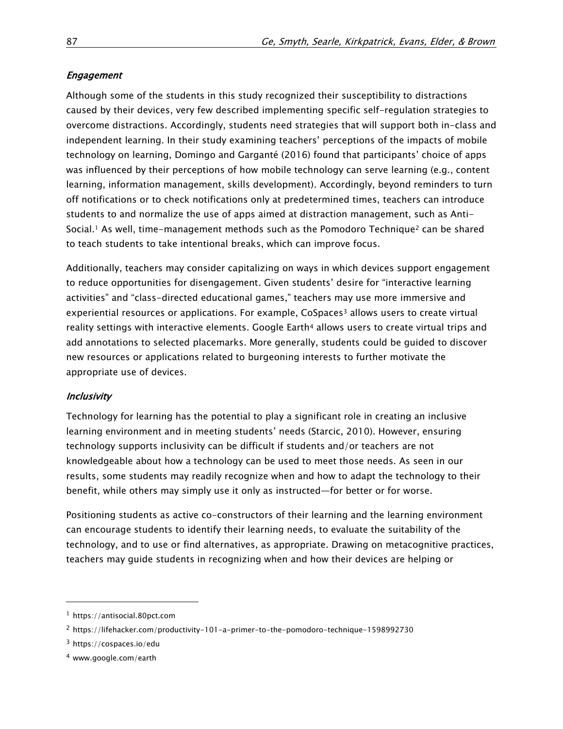### *Engagement*

Although some of the students in this study recognized their susceptibility to distractions caused by their devices, very few described implementing specific self-regulation strategies to overcome distractions. Accordingly, students need strategies that will support both in-class and independent learning. In their study examining teachers' perceptions of the impacts of mobile technology on learning, Domingo and Garganté (2016) found that participants' choice of apps was influenced by their perceptions of how mobile technology can serve learning (e.g., content learning, information management, skills development). Accordingly, beyond reminders to turn off notifications or to check notifications only at predetermined times, teachers can introduce students to and normalize the use of apps aimed at distraction management, such as Anti-Social.[1] As well, time-management methods such as the Pomodoro Technique[2] can be shared to teach students to take intentional breaks, which can improve focus.

Additionally, teachers may consider capitalizing on ways in which devices support engagement to reduce opportunities for disengagement. Given students' desire for "interactive learning activities" and "class-directed educational games," teachers may use more immersive and experiential resources or applications. For example, CoSpaces[3] allows users to create virtual reality settings with interactive elements. Google Earth[4] allows users to create virtual trips and add annotations to selected placemarks. More generally, students could be guided to discover new resources or applications related to burgeoning interests to further motivate the appropriate use of devices.

### *Inclusivity*

Technology for learning has the potential to play a significant role in creating an inclusive learning environment and in meeting students' needs (Starcic, 2010). However, ensuring technology supports inclusivity can be difficult if students and/or teachers are not knowledgeable about how a technology can be used to meet those needs. As seen in our results, some students may readily recognize when and how to adapt the technology to their benefit, while others may simply use it only as instructed—for better or for worse.

Positioning students as active co-constructors of their learning and the learning environment can encourage students to identify their learning needs, to evaluate the suitability of the technology, and to use or find alternatives, as appropriate. Drawing on metacognitive practices, teachers may guide students in recognizing when and how their devices are helping or

---

[1] https://antisocial.80pct.com

[2] https://lifehacker.com/productivity-101-a-primer-to-the-pomodoro-technique-1598992730

[3] https://cospaces.io/edu

[4] www.google.com/earth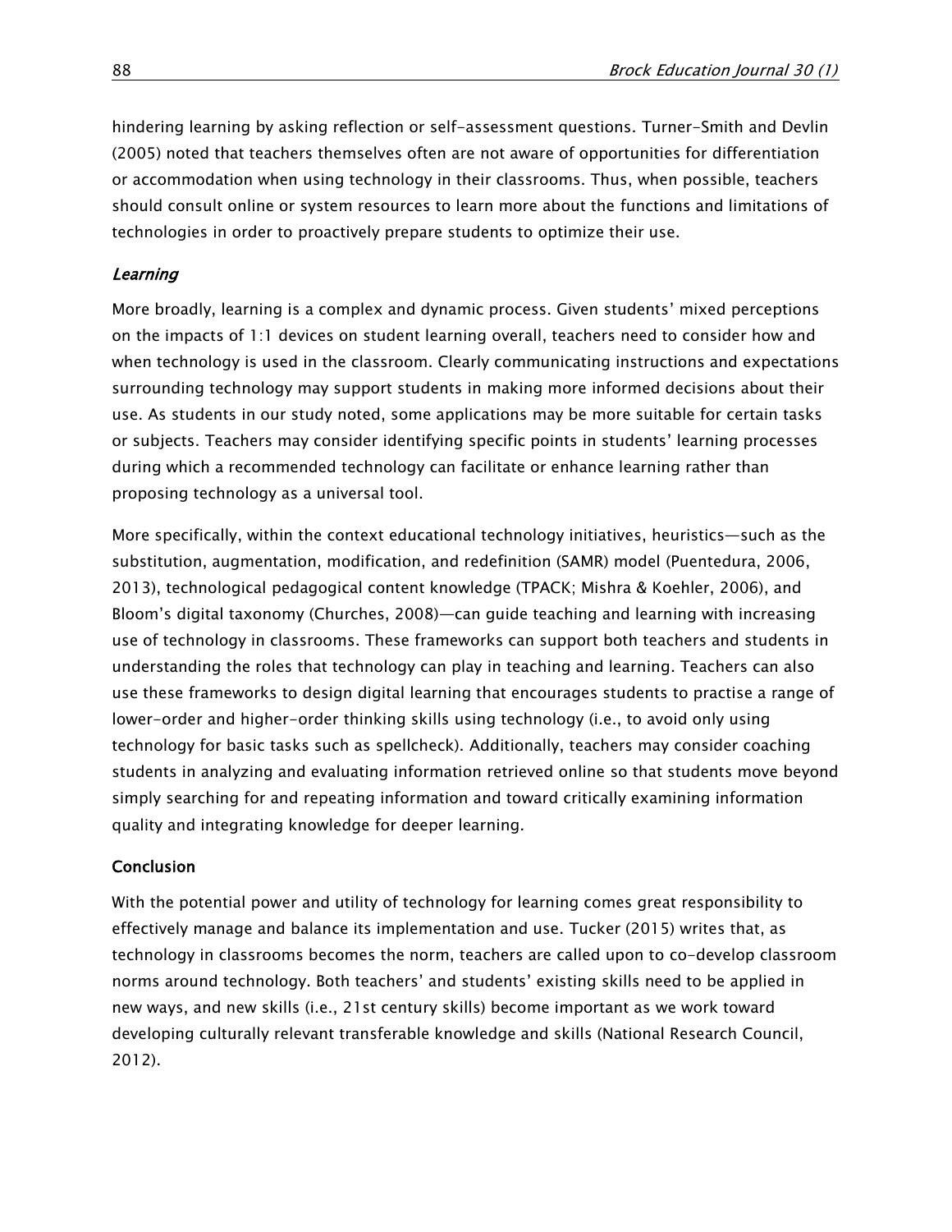hindering learning by asking reflection or self-assessment questions. Turner-Smith and Devlin (2005) noted that teachers themselves often are not aware of opportunities for differentiation or accommodation when using technology in their classrooms. Thus, when possible, teachers should consult online or system resources to learn more about the functions and limitations of technologies in order to proactively prepare students to optimize their use.

### *Learning*

More broadly, learning is a complex and dynamic process. Given students' mixed perceptions on the impacts of 1:1 devices on student learning overall, teachers need to consider how and when technology is used in the classroom. Clearly communicating instructions and expectations surrounding technology may support students in making more informed decisions about their use. As students in our study noted, some applications may be more suitable for certain tasks or subjects. Teachers may consider identifying specific points in students' learning processes during which a recommended technology can facilitate or enhance learning rather than proposing technology as a universal tool.

More specifically, within the context educational technology initiatives, heuristics—such as the substitution, augmentation, modification, and redefinition (SAMR) model (Puentedura, 2006, 2013), technological pedagogical content knowledge (TPACK; Mishra & Koehler, 2006), and Bloom's digital taxonomy (Churches, 2008)—can guide teaching and learning with increasing use of technology in classrooms. These frameworks can support both teachers and students in understanding the roles that technology can play in teaching and learning. Teachers can also use these frameworks to design digital learning that encourages students to practise a range of lower-order and higher-order thinking skills using technology (i.e., to avoid only using technology for basic tasks such as spellcheck). Additionally, teachers may consider coaching students in analyzing and evaluating information retrieved online so that students move beyond simply searching for and repeating information and toward critically examining information quality and integrating knowledge for deeper learning.

## Conclusion

With the potential power and utility of technology for learning comes great responsibility to effectively manage and balance its implementation and use. Tucker (2015) writes that, as technology in classrooms becomes the norm, teachers are called upon to co-develop classroom norms around technology. Both teachers' and students' existing skills need to be applied in new ways, and new skills (i.e., 21st century skills) become important as we work toward developing culturally relevant transferable knowledge and skills (National Research Council, 2012).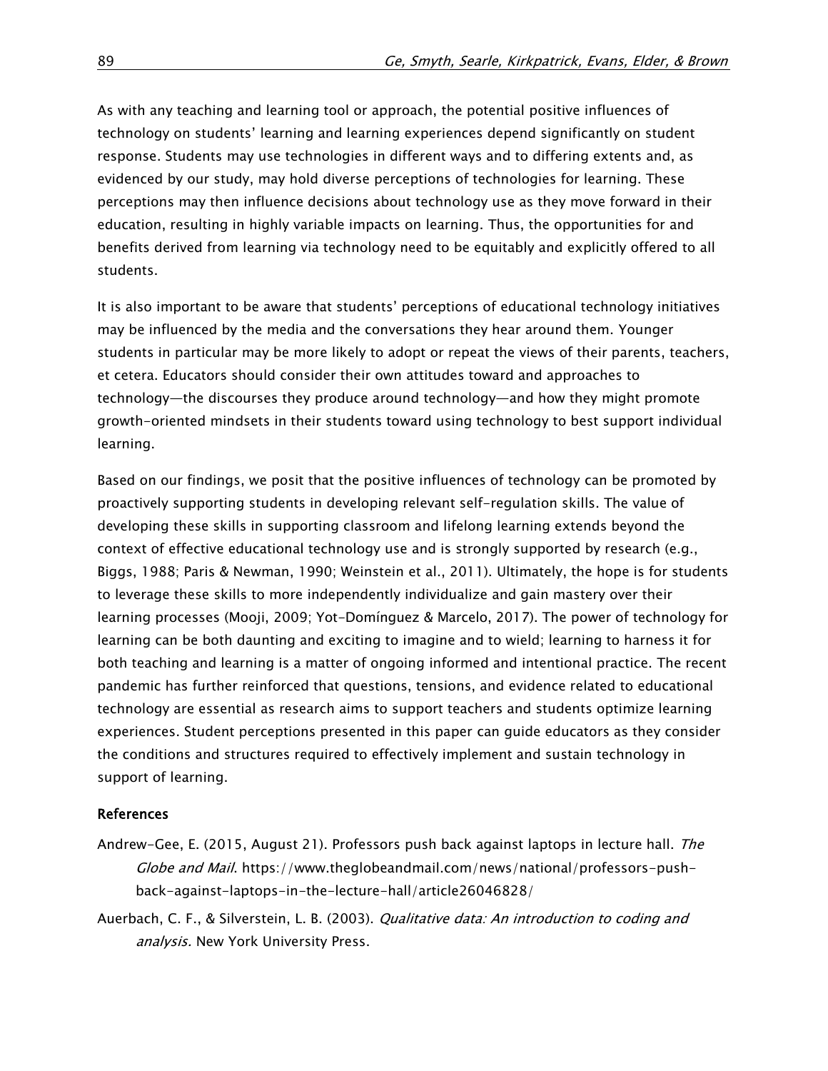As with any teaching and learning tool or approach, the potential positive influences of technology on students' learning and learning experiences depend significantly on student response. Students may use technologies in different ways and to differing extents and, as evidenced by our study, may hold diverse perceptions of technologies for learning. These perceptions may then influence decisions about technology use as they move forward in their education, resulting in highly variable impacts on learning. Thus, the opportunities for and benefits derived from learning via technology need to be equitably and explicitly offered to all students.

It is also important to be aware that students' perceptions of educational technology initiatives may be influenced by the media and the conversations they hear around them. Younger students in particular may be more likely to adopt or repeat the views of their parents, teachers, et cetera. Educators should consider their own attitudes toward and approaches to technology—the discourses they produce around technology—and how they might promote growth-oriented mindsets in their students toward using technology to best support individual learning.

Based on our findings, we posit that the positive influences of technology can be promoted by proactively supporting students in developing relevant self-regulation skills. The value of developing these skills in supporting classroom and lifelong learning extends beyond the context of effective educational technology use and is strongly supported by research (e.g., Biggs, 1988; Paris & Newman, 1990; Weinstein et al., 2011). Ultimately, the hope is for students to leverage these skills to more independently individualize and gain mastery over their learning processes (Mooji, 2009; Yot-Domínguez & Marcelo, 2017). The power of technology for learning can be both daunting and exciting to imagine and to wield; learning to harness it for both teaching and learning is a matter of ongoing informed and intentional practice. The recent pandemic has further reinforced that questions, tensions, and evidence related to educational technology are essential as research aims to support teachers and students optimize learning experiences. Student perceptions presented in this paper can guide educators as they consider the conditions and structures required to effectively implement and sustain technology in support of learning.

## References

Andrew-Gee, E. (2015, August 21). Professors push back against laptops in lecture hall. *The Globe and Mail*. https://www.theglobeandmail.com/news/national/professors-push-back-against-laptops-in-the-lecture-hall/article26046828/

Auerbach, C. F., & Silverstein, L. B. (2003). *Qualitative data: An introduction to coding and analysis.* New York University Press.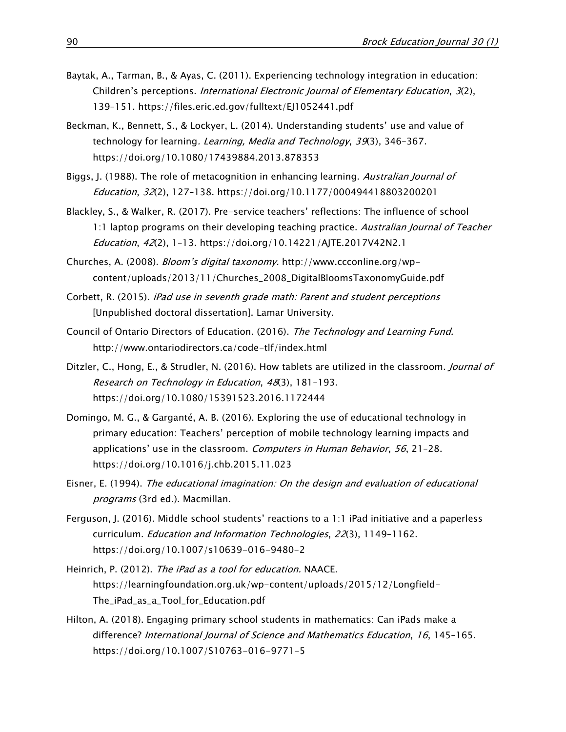Baytak, A., Tarman, B., & Ayas, C. (2011). Experiencing technology integration in education: Children's perceptions. *International Electronic Journal of Elementary Education*, *3*(2), 139–151. https://files.eric.ed.gov/fulltext/EJ1052441.pdf

Beckman, K., Bennett, S., & Lockyer, L. (2014). Understanding students' use and value of technology for learning*. Learning, Media and Technology*, *39*(3), 346–367. https://doi.org/10.1080/17439884.2013.878353

Biggs, J. (1988). The role of metacognition in enhancing learning. *Australian Journal of Education*, *32*(2), 127–138. https://doi.org/10.1177/000494418803200201

Blackley, S., & Walker, R. (2017). Pre-service teachers' reflections: The influence of school 1:1 laptop programs on their developing teaching practice. *Australian Journal of Teacher Education*, *42*(2), 1–13. https://doi.org/10.14221/AJTE.2017V42N2.1

Churches, A. (2008). *Bloom's digital taxonomy.* http://www.ccconline.org/wp-content/uploads/2013/11/Churches_2008_DigitalBloomsTaxonomyGuide.pdf

Corbett, R. (2015). *iPad use in seventh grade math: Parent and student perceptions* [Unpublished doctoral dissertation]. Lamar University.

Council of Ontario Directors of Education. (2016). *The Technology and Learning Fund.* http://www.ontariodirectors.ca/code-tlf/index.html

Ditzler, C., Hong, E., & Strudler, N. (2016). How tablets are utilized in the classroom. *Journal of Research on Technology in Education*, *48*(3), 181–193. https://doi.org/10.1080/15391523.2016.1172444

Domingo, M. G., & Garganté, A. B. (2016). Exploring the use of educational technology in primary education: Teachers' perception of mobile technology learning impacts and applications' use in the classroom. *Computers in Human Behavior*, *56*, 21–28. https://doi.org/10.1016/j.chb.2015.11.023

Eisner, E. (1994). *The educational imagination: On the design and evaluation of educational programs* (3rd ed.). Macmillan.

Ferguson, J. (2016). Middle school students' reactions to a 1:1 iPad initiative and a paperless curriculum. *Education and Information Technologies*, *22*(3), 1149–1162. https://doi.org/10.1007/s10639-016-9480-2

Heinrich, P. (2012). *The iPad as a tool for education.* NAACE. https://learningfoundation.org.uk/wp-content/uploads/2015/12/Longfield-The_iPad_as_a_Tool_for_Education.pdf

Hilton, A. (2018). Engaging primary school students in mathematics: Can iPads make a difference? *International Journal of Science and Mathematics Education*, *16*, 145–165. https://doi.org/10.1007/S10763-016-9771-5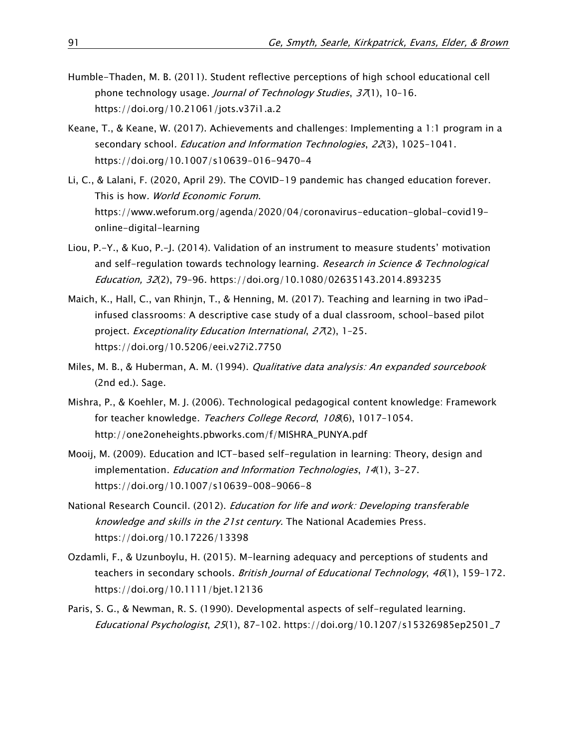Humble-Thaden, M. B. (2011). Student reflective perceptions of high school educational cell phone technology usage. *Journal of Technology Studies*, *37*(1), 10–16. https://doi.org/10.21061/jots.v37i1.a.2

Keane, T., & Keane, W. (2017). Achievements and challenges: Implementing a 1:1 program in a secondary school. *Education and Information Technologies*, *22*(3), 1025–1041. https://doi.org/10.1007/s10639-016-9470-4

Li, C., & Lalani, F. (2020, April 29). The COVID-19 pandemic has changed education forever. This is how. *World Economic Forum*. https://www.weforum.org/agenda/2020/04/coronavirus-education-global-covid19-online-digital-learning

Liou, P.-Y., & Kuo, P.-J. (2014). Validation of an instrument to measure students' motivation and self-regulation towards technology learning. *Research in Science & Technological Education, 32*(2), 79–96. https://doi.org/10.1080/02635143.2014.893235

Maich, K., Hall, C., van Rhinjn, T., & Henning, M. (2017). Teaching and learning in two iPad-infused classrooms: A descriptive case study of a dual classroom, school-based pilot project. *Exceptionality Education International*, *27*(2), 1–25. https://doi.org/10.5206/eei.v27i2.7750

Miles, M. B., & Huberman, A. M. (1994). *Qualitative data analysis: An expanded sourcebook* (2nd ed.). Sage.

Mishra, P., & Koehler, M. J. (2006). Technological pedagogical content knowledge: Framework for teacher knowledge. *Teachers College Record*, *108*(6), 1017–1054. http://one2oneheights.pbworks.com/f/MISHRA_PUNYA.pdf

Mooij, M. (2009). Education and ICT-based self-regulation in learning: Theory, design and implementation. *Education and Information Technologies*, *14*(1), 3–27. https://doi.org/10.1007/s10639-008-9066-8

National Research Council. (2012). *Education for life and work: Developing transferable knowledge and skills in the 21st century.* The National Academies Press. https://doi.org/10.17226/13398

Ozdamli, F., & Uzunboylu, H. (2015). M-learning adequacy and perceptions of students and teachers in secondary schools. *British Journal of Educational Technology*, *46*(1), 159–172. https://doi.org/10.1111/bjet.12136

Paris, S. G., & Newman, R. S. (1990). Developmental aspects of self-regulated learning. *Educational Psychologist*, *25*(1), 87–102. https://doi.org/10.1207/s15326985ep2501_7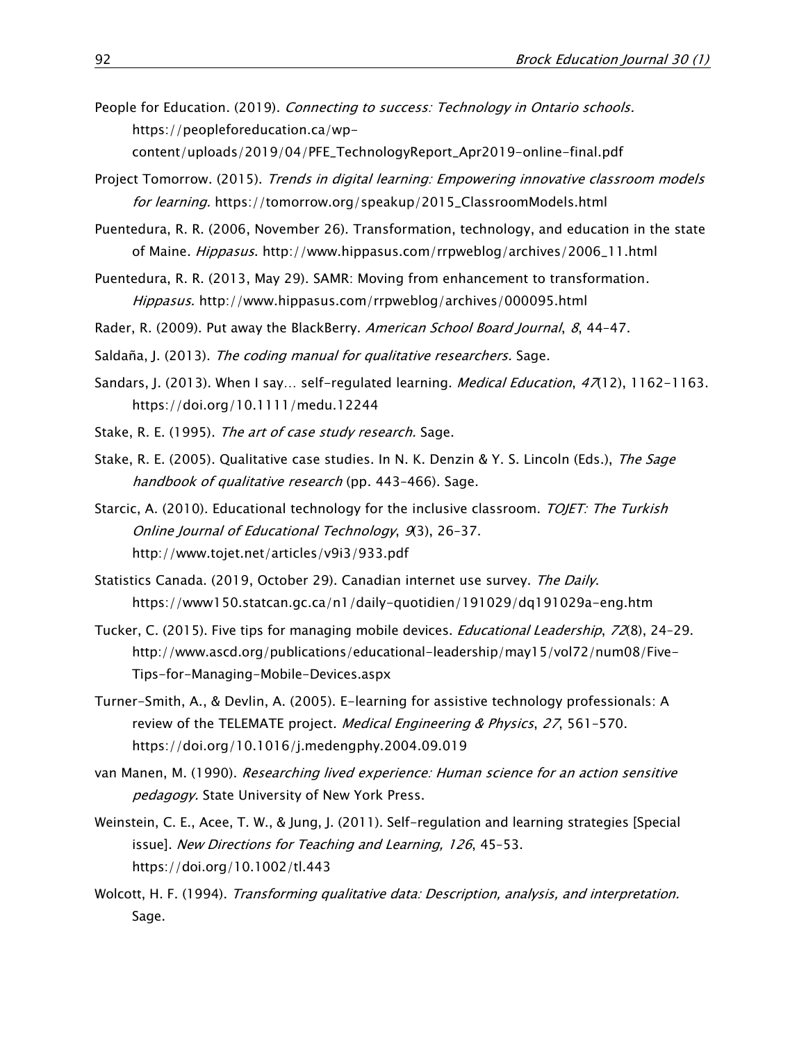People for Education. (2019). *Connecting to success: Technology in Ontario schools.* https://peopleforeducation.ca/wp-content/uploads/2019/04/PFE_TechnologyReport_Apr2019-online-final.pdf

Project Tomorrow. (2015). *Trends in digital learning: Empowering innovative classroom models for learning.* https://tomorrow.org/speakup/2015_ClassroomModels.html

Puentedura, R. R. (2006, November 26). Transformation, technology, and education in the state of Maine. *Hippasus*. http://www.hippasus.com/rrpweblog/archives/2006_11.html

Puentedura, R. R. (2013, May 29). SAMR: Moving from enhancement to transformation. *Hippasus*. http://www.hippasus.com/rrpweblog/archives/000095.html

Rader, R. (2009). Put away the BlackBerry. *American School Board Journal*, *8*, 44–47.

Saldaña, J. (2013). *The coding manual for qualitative researchers.* Sage.

Sandars, J. (2013). When I say… self-regulated learning. *Medical Education*, *47*(12), 1162–1163. https://doi.org/10.1111/medu.12244

Stake, R. E. (1995). *The art of case study research.* Sage.

Stake, R. E. (2005). Qualitative case studies. In N. K. Denzin & Y. S. Lincoln (Eds.), *The Sage handbook of qualitative research* (pp. 443–466). Sage.

Starcic, A. (2010). Educational technology for the inclusive classroom. *TOJET: The Turkish Online Journal of Educational Technology*, *9*(3), 26–37. http://www.tojet.net/articles/v9i3/933.pdf

Statistics Canada. (2019, October 29). Canadian internet use survey. *The Daily*. https://www150.statcan.gc.ca/n1/daily-quotidien/191029/dq191029a-eng.htm

Tucker, C. (2015). Five tips for managing mobile devices. *Educational Leadership*, *72*(8), 24–29. http://www.ascd.org/publications/educational-leadership/may15/vol72/num08/Five-Tips-for-Managing-Mobile-Devices.aspx

Turner-Smith, A., & Devlin, A. (2005). E-learning for assistive technology professionals: A review of the TELEMATE project. *Medical Engineering & Physics*, *27*, 561–570. https://doi.org/10.1016/j.medengphy.2004.09.019

van Manen, M. (1990). *Researching lived experience: Human science for an action sensitive pedagogy.* State University of New York Press.

Weinstein, C. E., Acee, T. W., & Jung, J. (2011). Self-regulation and learning strategies [Special issue]. *New Directions for Teaching and Learning, 126*, 45–53. https://doi.org/10.1002/tl.443

Wolcott, H. F. (1994). *Transforming qualitative data: Description, analysis, and interpretation.* Sage.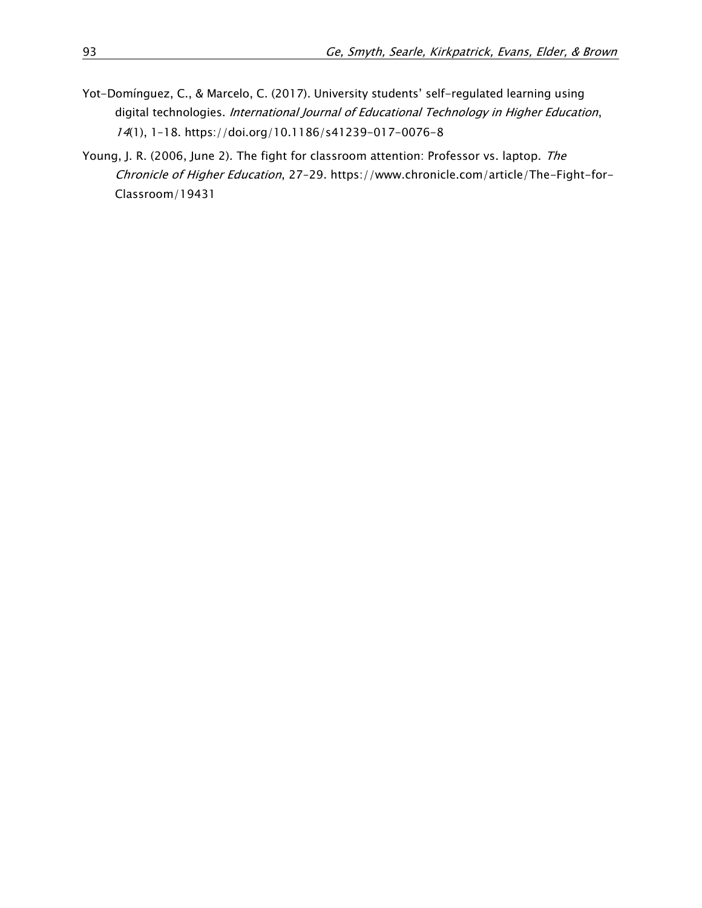Yot-Domínguez, C., & Marcelo, C. (2017). University students' self-regulated learning using digital technologies. *International Journal of Educational Technology in Higher Education*, *14*(1), 1–18. https://doi.org/10.1186/s41239-017-0076-8

Young, J. R. (2006, June 2). The fight for classroom attention: Professor vs. laptop. *The Chronicle of Higher Education*, 27–29. https://www.chronicle.com/article/The-Fight-for-Classroom/19431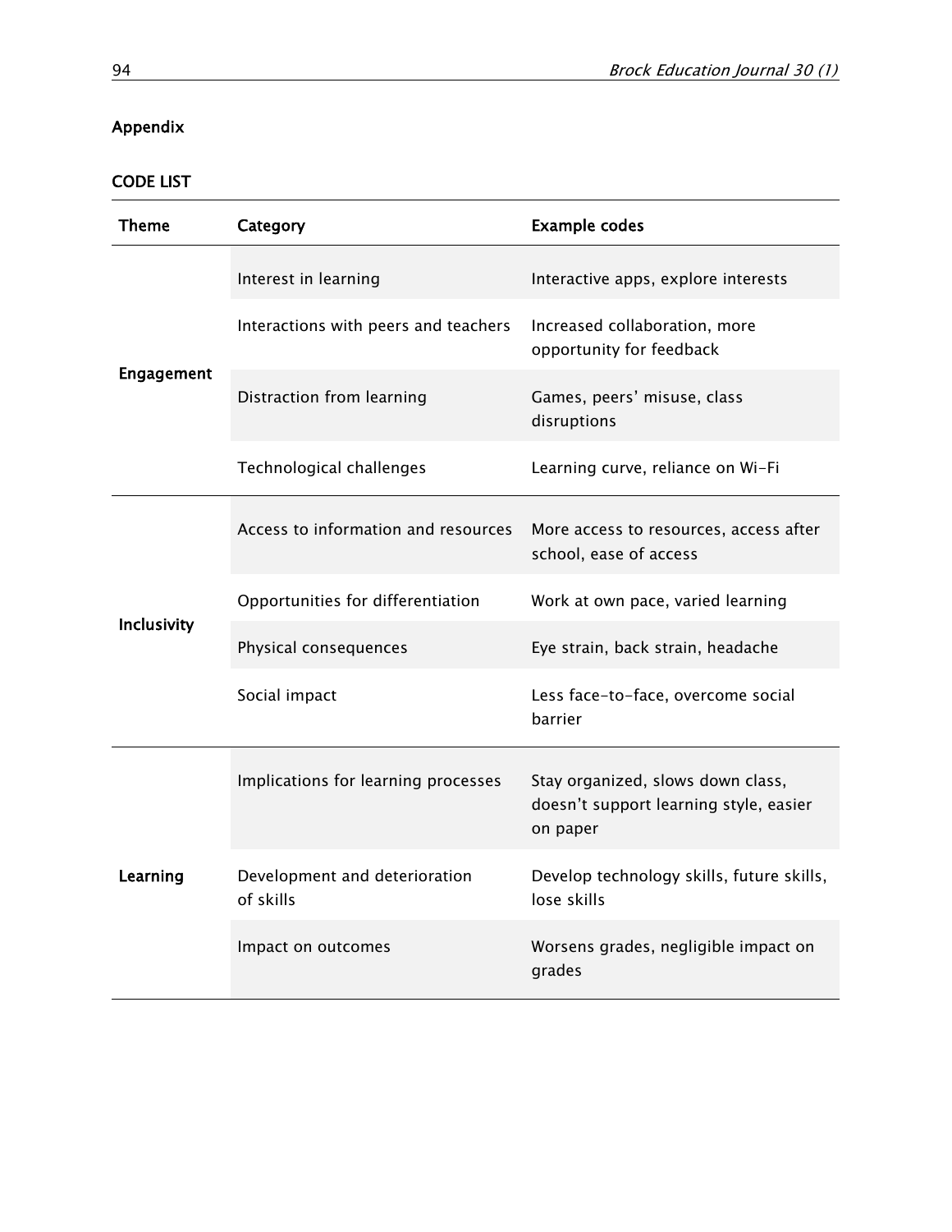## Appendix

### CODE LIST

| Theme | Category | Example codes |
| --- | --- | --- |
| Engagement | Interest in learning | Interactive apps, explore interests |
| | Interactions with peers and teachers | Increased collaboration, more opportunity for feedback |
| | Distraction from learning | Games, peers' misuse, class disruptions |
| | Technological challenges | Learning curve, reliance on Wi-Fi |
| Inclusivity | Access to information and resources | More access to resources, access after school, ease of access |
| | Opportunities for differentiation | Work at own pace, varied learning |
| | Physical consequences | Eye strain, back strain, headache |
| | Social impact | Less face-to-face, overcome social barrier |
| Learning | Implications for learning processes | Stay organized, slows down class, doesn't support learning style, easier on paper |
| | Development and deterioration of skills | Develop technology skills, future skills, lose skills |
| | Impact on outcomes | Worsens grades, negligible impact on grades |